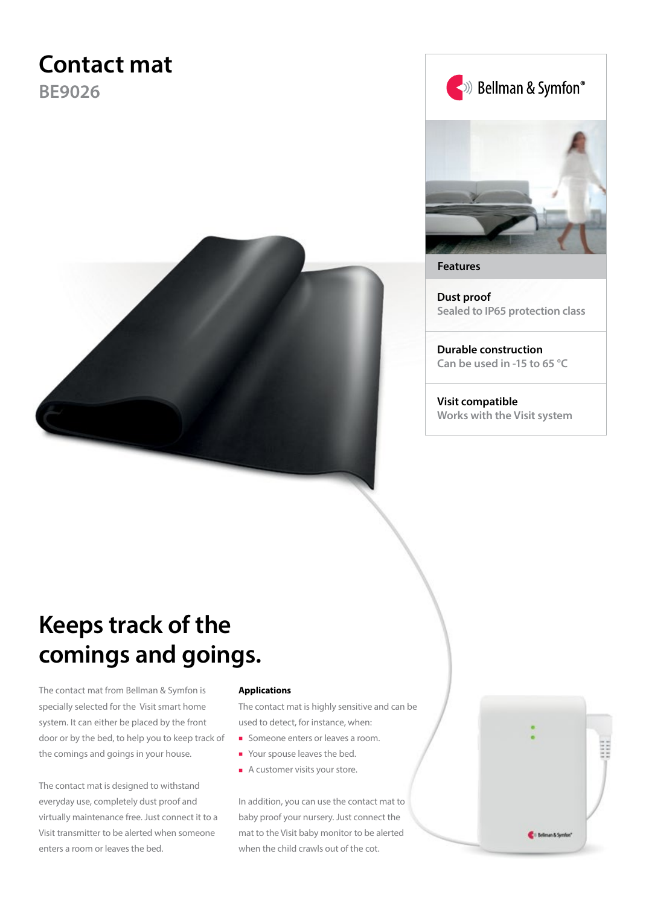# Contact mat

## BE9026

Bellman & Symfon®

**Features**

**Dust proof**
Sealed to IP65 protection class

**Durable construction**
Can be used in -15 to 65 °C

**Visit compatible**
Works with the Visit system

## Keeps track of the comings and goings.

The contact mat from Bellman & Symfon is specially selected for the Visit smart home system. It can either be placed by the front door or by the bed, to help you to keep track of the comings and goings in your house.

The contact mat is designed to withstand everyday use, completely dust proof and virtually maintenance free. Just connect it to a Visit transmitter to be alerted when someone enters a room or leaves the bed.

**Applications**

The contact mat is highly sensitive and can be used to detect, for instance, when:

- Someone enters or leaves a room.
- Your spouse leaves the bed.
- A customer visits your store.

In addition, you can use the contact mat to baby proof your nursery. Just connect the mat to the Visit baby monitor to be alerted when the child crawls out of the cot.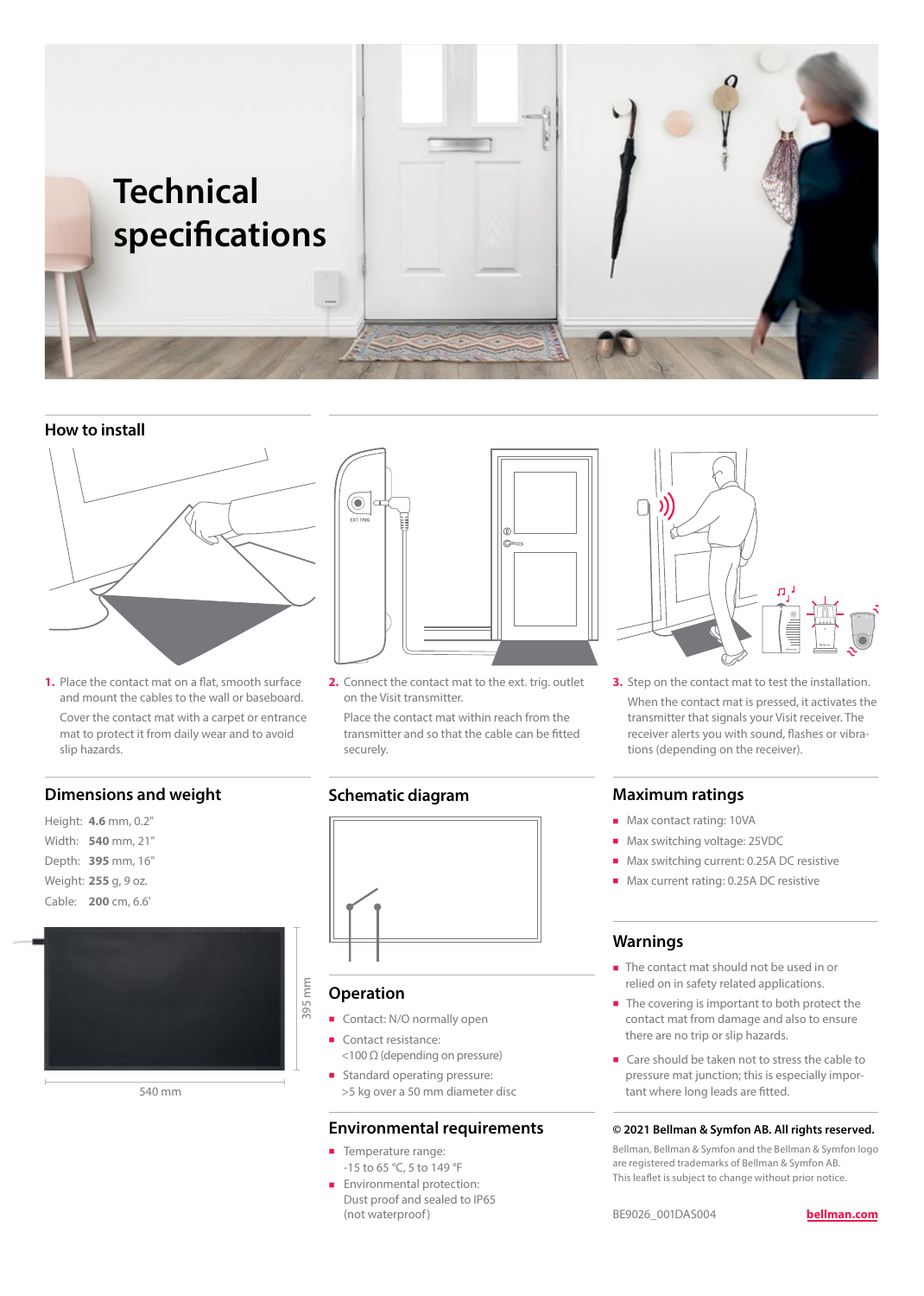# Technical specifications

## How to install

1. Place the contact mat on a flat, smooth surface and mount the cables to the wall or baseboard.

   Cover the contact mat with a carpet or entrance mat to protect it from daily wear and to avoid slip hazards.

2. Connect the contact mat to the ext. trig. outlet on the Visit transmitter.

   Place the contact mat within reach from the transmitter and so that the cable can be fitted securely.

3. Step on the contact mat to test the installation.

   When the contact mat is pressed, it activates the transmitter that signals your Visit receiver. The receiver alerts you with sound, flashes or vibrations (depending on the receiver).

## Dimensions and weight

Height: **4.6** mm, 0.2"
Width: **540** mm, 21"
Depth: **395** mm, 16"
Weight: **255** g, 9 oz.
Cable: **200** cm, 6.6'

395 mm
540 mm

## Schematic diagram

## Operation

- Contact: N/O normally open
- Contact resistance:
  <100 Ω (depending on pressure)
- Standard operating pressure:
  >5 kg over a 50 mm diameter disc

## Environmental requirements

- Temperature range:
  -15 to 65 °C, 5 to 149 °F
- Environmental protection:
  Dust proof and sealed to IP65
  (not waterproof)

## Maximum ratings

- Max contact rating: 10VA
- Max switching voltage: 25VDC
- Max switching current: 0.25A DC resistive
- Max current rating: 0.25A DC resistive

## Warnings

- The contact mat should not be used in or relied on in safety related applications.
- The covering is important to both protect the contact mat from damage and also to ensure there are no trip or slip hazards.
- Care should be taken not to stress the cable to pressure mat junction; this is especially important where long leads are fitted.

**© 2021 Bellman & Symfon AB. All rights reserved.**

Bellman, Bellman & Symfon and the Bellman & Symfon logo are registered trademarks of Bellman & Symfon AB.
This leaflet is subject to change without prior notice.

BE9026_001DAS004

**bellman.com**